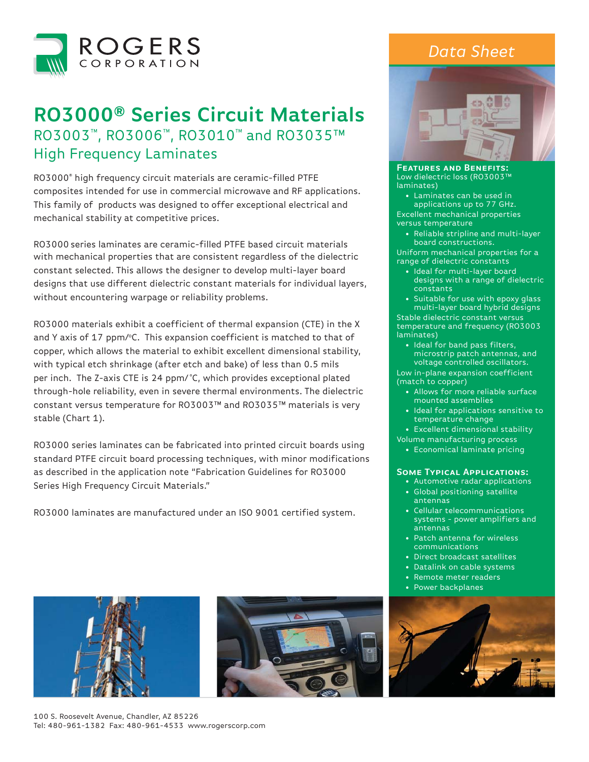# RO3000® Series Circuit Materials

## RO3003™, RO3006™, RO3010™ and RO3035™ High Frequency Laminates

Data Sheet

RO3000® high frequency circuit materials are ceramic-filled PTFE composites intended for use in commercial microwave and RF applications. This family of products was designed to offer exceptional electrical and mechanical stability at competitive prices.

RO3000 series laminates are ceramic-filled PTFE based circuit materials with mechanical properties that are consistent regardless of the dielectric constant selected. This allows the designer to develop multi-layer board designs that use different dielectric constant materials for individual layers, without encountering warpage or reliability problems.

RO3000 materials exhibit a coefficient of thermal expansion (CTE) in the X and Y axis of 17 ppm/°C. This expansion coefficient is matched to that of copper, which allows the material to exhibit excellent dimensional stability, with typical etch shrinkage (after etch and bake) of less than 0.5 mils per inch. The Z-axis CTE is 24 ppm/°C, which provides exceptional plated through-hole reliability, even in severe thermal environments. The dielectric constant versus temperature for RO3003™ and RO3035™ materials is very stable (Chart 1).

RO3000 series laminates can be fabricated into printed circuit boards using standard PTFE circuit board processing techniques, with minor modifications as described in the application note "Fabrication Guidelines for RO3000 Series High Frequency Circuit Materials."

RO3000 laminates are manufactured under an ISO 9001 certified system.

### Features and Benefits:

Low dielectric loss (RO3003™ laminates)

- Laminates can be used in applications up to 77 GHz.

Excellent mechanical properties versus temperature

- Reliable stripline and multi-layer board constructions.

Uniform mechanical properties for a range of dielectric constants

- Ideal for multi-layer board designs with a range of dielectric constants
- Suitable for use with epoxy glass multi-layer board hybrid designs

Stable dielectric constant versus temperature and frequency (RO3003 laminates)

- Ideal for band pass filters, microstrip patch antennas, and voltage controlled oscillators.

Low in-plane expansion coefficient (match to copper)

- Allows for more reliable surface mounted assemblies
- Ideal for applications sensitive to temperature change
- Excellent dimensional stability

Volume manufacturing process

- Economical laminate pricing

### Some Typical Applications:

- Automotive radar applications
- Global positioning satellite antennas
- Cellular telecommunications systems - power amplifiers and antennas
- Patch antenna for wireless communications
- Direct broadcast satellites
- Datalink on cable systems
- Remote meter readers
- Power backplanes

100 S. Roosevelt Avenue, Chandler, AZ 85226
Tel: 480-961-1382 Fax: 480-961-4533 www.rogerscorp.com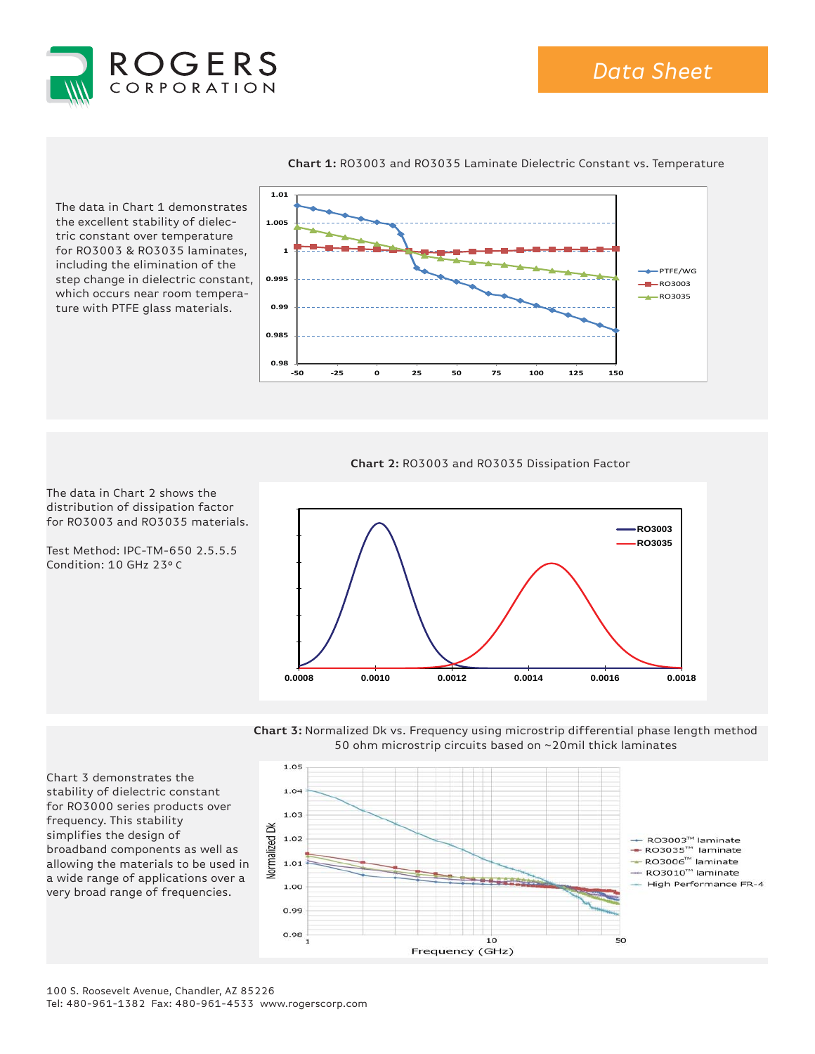**Chart 1:** RO3003 and RO3035 Laminate Dielectric Constant vs. Temperature

The data in Chart 1 demonstrates the excellent stability of dielectric constant over temperature for RO3003 & RO3035 laminates, including the elimination of the step change in dielectric constant, which occurs near room temperature with PTFE glass materials.

**Chart 2:** RO3003 and RO3035 Dissipation Factor

The data in Chart 2 shows the distribution of dissipation factor for RO3003 and RO3035 materials.

Test Method: IPC-TM-650 2.5.5.5
Condition: 10 GHz 23° C

**Chart 3:** Normalized Dk vs. Frequency using microstrip differential phase length method
50 ohm microstrip circuits based on ~20mil thick laminates

Chart 3 demonstrates the stability of dielectric constant for RO3000 series products over frequency. This stability simplifies the design of broadband components as well as allowing the materials to be used in a wide range of applications over a very broad range of frequencies.

100 S. Roosevelt Avenue, Chandler, AZ 85226
Tel: 480-961-1382 Fax: 480-961-4533 www.rogerscorp.com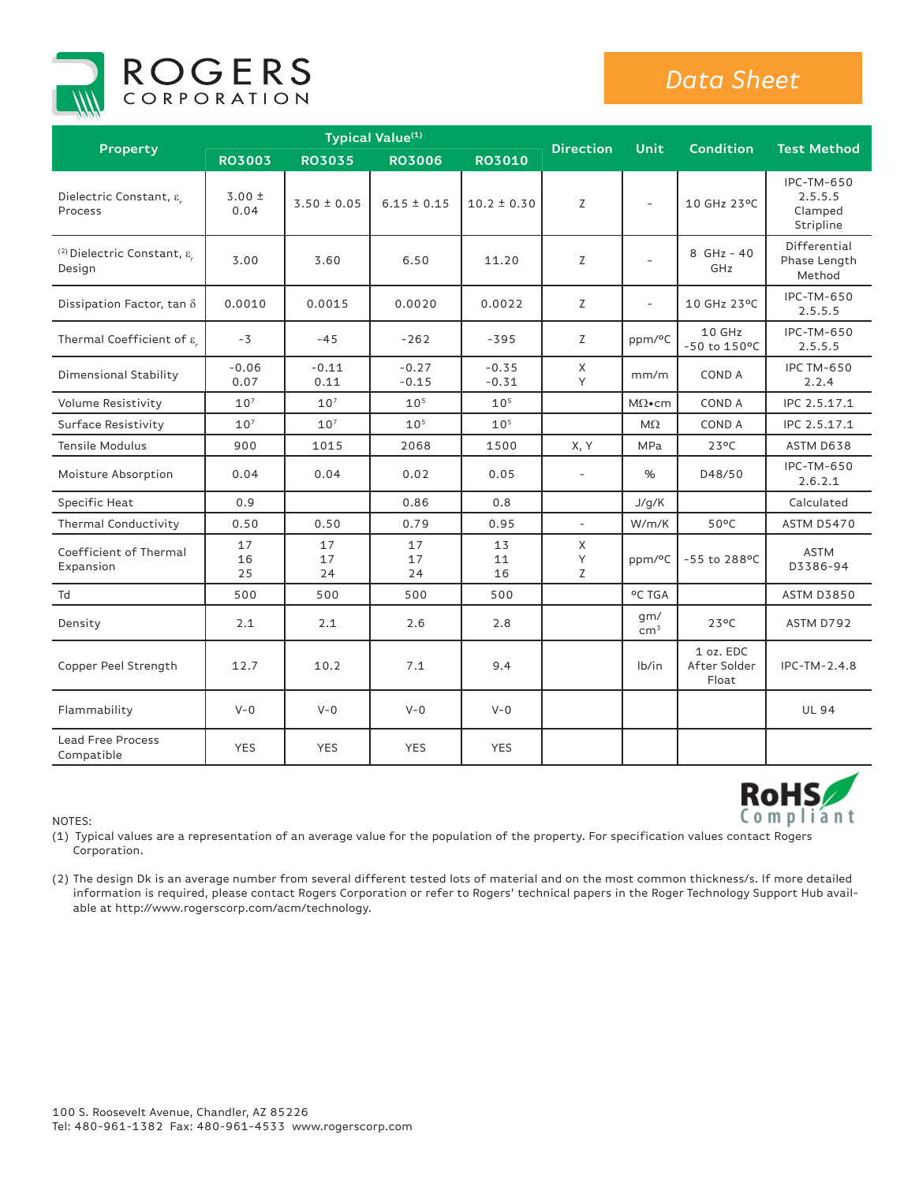| Property | Typical Value(1) | | | | Direction | Unit | Condition | Test Method |
|---|---|---|---|---|---|---|---|---|
| | RO3003 | RO3035 | RO3006 | RO3010 | | | | |
| Dielectric Constant, $\varepsilon_r$ Process | 3.00 ± 0.04 | 3.50 ± 0.05 | 6.15 ± 0.15 | 10.2 ± 0.30 | Z | - | 10 GHz 23°C | IPC-TM-650 2.5.5.5 Clamped Stripline |
| (2) Dielectric Constant, $\varepsilon_r$ Design | 3.00 | 3.60 | 6.50 | 11.20 | Z | - | 8 GHz - 40 GHz | Differential Phase Length Method |
| Dissipation Factor, tan $\delta$ | 0.0010 | 0.0015 | 0.0020 | 0.0022 | Z | - | 10 GHz 23°C | IPC-TM-650 2.5.5.5 |
| Thermal Coefficient of $\varepsilon_r$ | -3 | -45 | -262 | -395 | Z | ppm/°C | 10 GHz -50 to 150°C | IPC-TM-650 2.5.5.5 |
| Dimensional Stability | -0.06<br>0.07 | -0.11<br>0.11 | -0.27<br>-0.15 | -0.35<br>-0.31 | X<br>Y | mm/m | COND A | IPC TM-650 2.2.4 |
| Volume Resistivity | $10^7$ | $10^7$ | $10^5$ | $10^5$ | | MΩ•cm | COND A | IPC 2.5.17.1 |
| Surface Resistivity | $10^7$ | $10^7$ | $10^5$ | $10^5$ | | MΩ | COND A | IPC 2.5.17.1 |
| Tensile Modulus | 900 | 1015 | 2068 | 1500 | X, Y | MPa | 23°C | ASTM D638 |
| Moisture Absorption | 0.04 | 0.04 | 0.02 | 0.05 | - | % | D48/50 | IPC-TM-650 2.6.2.1 |
| Specific Heat | 0.9 | | 0.86 | 0.8 | | J/g/K | | Calculated |
| Thermal Conductivity | 0.50 | 0.50 | 0.79 | 0.95 | - | W/m/K | 50°C | ASTM D5470 |
| Coefficient of Thermal Expansion | 17<br>16<br>25 | 17<br>17<br>24 | 17<br>17<br>24 | 13<br>11<br>16 | X<br>Y<br>Z | ppm/°C | -55 to 288°C | ASTM D3386-94 |
| Td | 500 | 500 | 500 | 500 | | °C TGA | | ASTM D3850 |
| Density | 2.1 | 2.1 | 2.6 | 2.8 | | gm/cm$^3$ | 23°C | ASTM D792 |
| Copper Peel Strength | 12.7 | 10.2 | 7.1 | 9.4 | | lb/in | 1 oz. EDC After Solder Float | IPC-TM-2.4.8 |
| Flammability | V-0 | V-0 | V-0 | V-0 | | | | UL 94 |
| Lead Free Process Compatible | YES | YES | YES | YES | | | | |

RoHS Compliant

NOTES:

(1) Typical values are a representation of an average value for the population of the property. For specification values contact Rogers Corporation.

(2) The design Dk is an average number from several different tested lots of material and on the most common thickness/s. If more detailed information is required, please contact Rogers Corporation or refer to Rogers' technical papers in the Roger Technology Support Hub available at http://www.rogerscorp.com/acm/technology.

100 S. Roosevelt Avenue, Chandler, AZ 85226
Tel: 480-961-1382 Fax: 480-961-4533 www.rogerscorp.com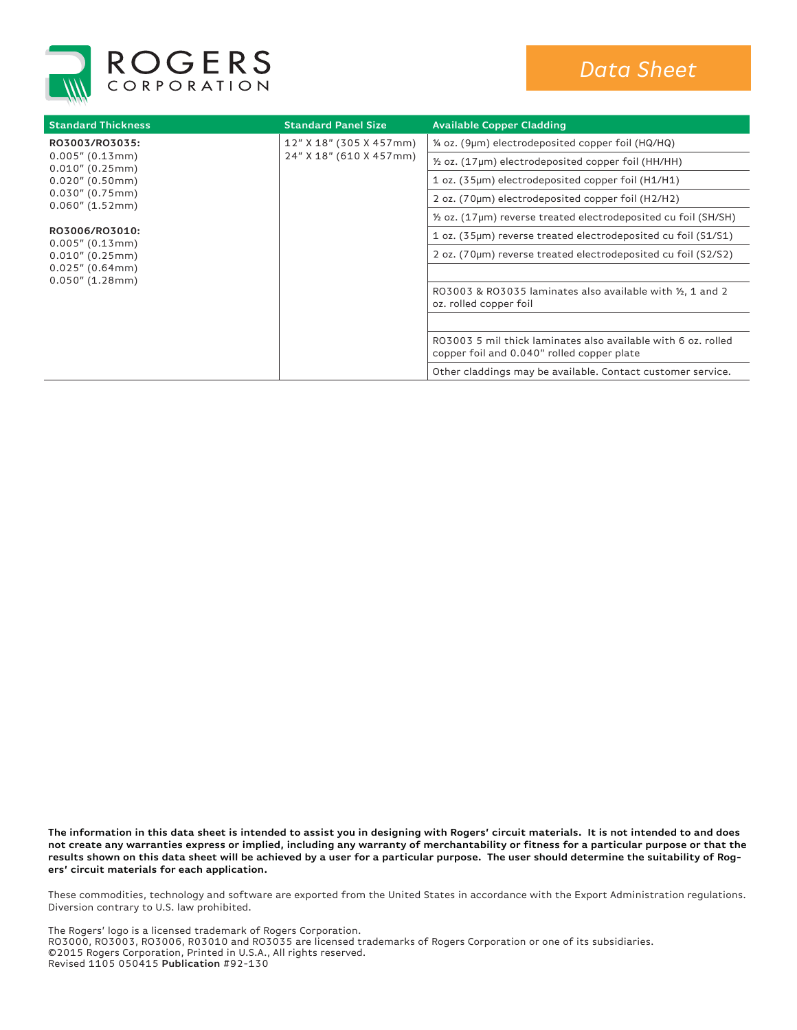| Standard Thickness | Standard Panel Size | Available Copper Cladding |
|---|---|---|
| **RO3003/RO3035:**<br>0.005" (0.13mm)<br>0.010" (0.25mm)<br>0.020" (0.50mm)<br>0.030" (0.75mm)<br>0.060" (1.52mm)<br><br>**RO3006/RO3010:**<br>0.005" (0.13mm)<br>0.010" (0.25mm)<br>0.025" (0.64mm)<br>0.050" (1.28mm) | 12" X 18" (305 X 457mm)<br>24" X 18" (610 X 457mm) | ¼ oz. (9µm) electrodeposited copper foil (HQ/HQ)<br>½ oz. (17µm) electrodeposited copper foil (HH/HH)<br>1 oz. (35µm) electrodeposited copper foil (H1/H1)<br>2 oz. (70µm) electrodeposited copper foil (H2/H2)<br>½ oz. (17µm) reverse treated electrodeposited cu foil (SH/SH)<br>1 oz. (35µm) reverse treated electrodeposited cu foil (S1/S1)<br>2 oz. (70µm) reverse treated electrodeposited cu foil (S2/S2)<br><br>RO3003 & RO3035 laminates also available with ½, 1 and 2 oz. rolled copper foil<br><br>RO3003 5 mil thick laminates also available with 6 oz. rolled copper foil and 0.040" rolled copper plate<br><br>Other claddings may be available. Contact customer service. |

**The information in this data sheet is intended to assist you in designing with Rogers' circuit materials. It is not intended to and does not create any warranties express or implied, including any warranty of merchantability or fitness for a particular purpose or that the results shown on this data sheet will be achieved by a user for a particular purpose. The user should determine the suitability of Rogers' circuit materials for each application.**

These commodities, technology and software are exported from the United States in accordance with the Export Administration regulations. Diversion contrary to U.S. law prohibited.

The Rogers' logo is a licensed trademark of Rogers Corporation.
RO3000, RO3003, RO3006, RO3010 and RO3035 are licensed trademarks of Rogers Corporation or one of its subsidiaries.
©2015 Rogers Corporation, Printed in U.S.A., All rights reserved.
Revised 1105 050415 **Publication** #92-130